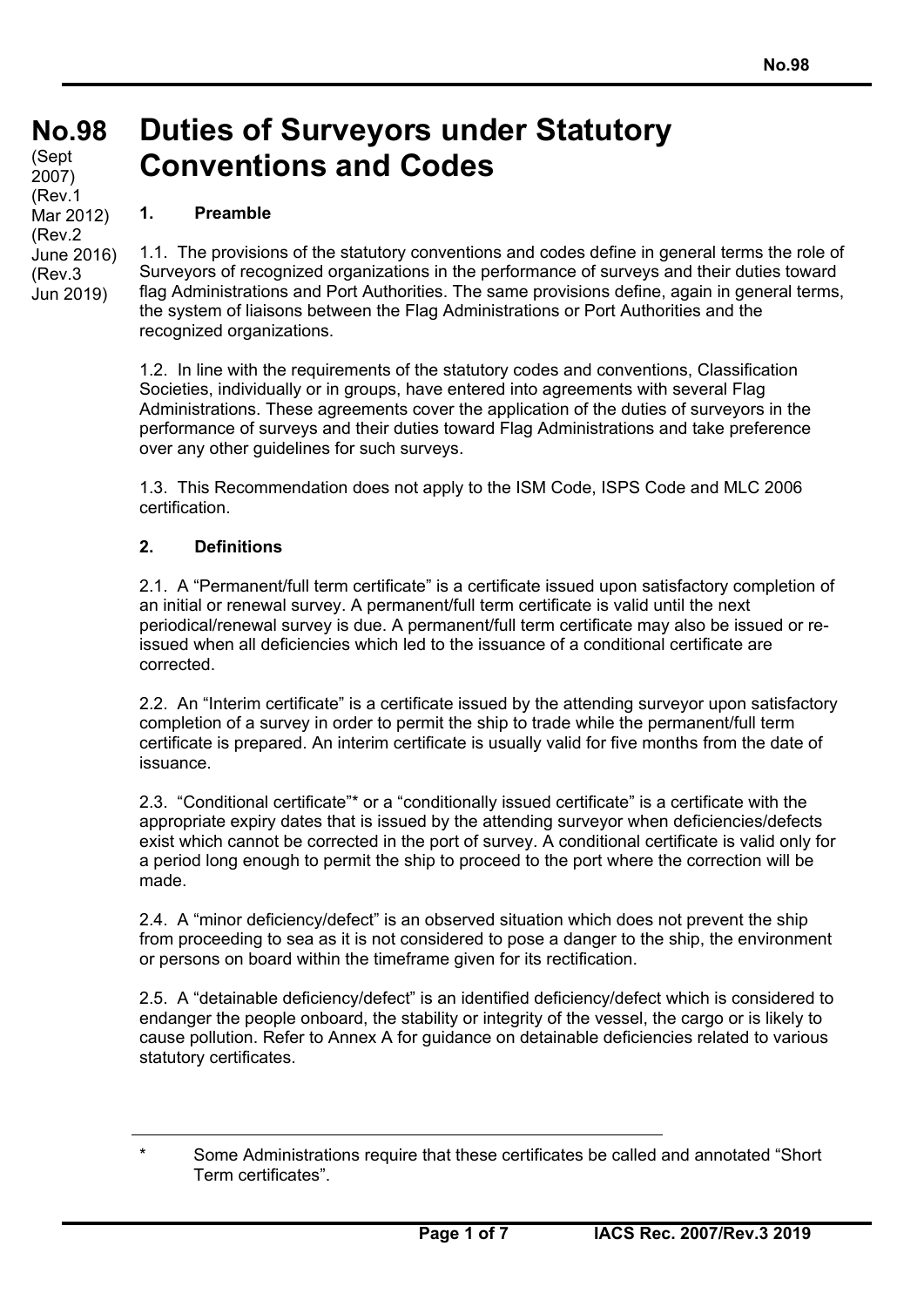# No.98 Duties of Surveyors under Statutory Conventions and Codes

(Sept 2007)
(Rev.1 Mar 2012)
(Rev.2 June 2016)
(Rev.3 Jun 2019)

## 1. Preamble

1.1. The provisions of the statutory conventions and codes define in general terms the role of Surveyors of recognized organizations in the performance of surveys and their duties toward flag Administrations and Port Authorities. The same provisions define, again in general terms, the system of liaisons between the Flag Administrations or Port Authorities and the recognized organizations.

1.2. In line with the requirements of the statutory codes and conventions, Classification Societies, individually or in groups, have entered into agreements with several Flag Administrations. These agreements cover the application of the duties of surveyors in the performance of surveys and their duties toward Flag Administrations and take preference over any other guidelines for such surveys.

1.3. This Recommendation does not apply to the ISM Code, ISPS Code and MLC 2006 certification.

## 2. Definitions

2.1. A "Permanent/full term certificate" is a certificate issued upon satisfactory completion of an initial or renewal survey. A permanent/full term certificate is valid until the next periodical/renewal survey is due. A permanent/full term certificate may also be issued or re-issued when all deficiencies which led to the issuance of a conditional certificate are corrected.

2.2. An "Interim certificate" is a certificate issued by the attending surveyor upon satisfactory completion of a survey in order to permit the ship to trade while the permanent/full term certificate is prepared. An interim certificate is usually valid for five months from the date of issuance.

2.3. "Conditional certificate"* or a "conditionally issued certificate" is a certificate with the appropriate expiry dates that is issued by the attending surveyor when deficiencies/defects exist which cannot be corrected in the port of survey. A conditional certificate is valid only for a period long enough to permit the ship to proceed to the port where the correction will be made.

2.4. A "minor deficiency/defect" is an observed situation which does not prevent the ship from proceeding to sea as it is not considered to pose a danger to the ship, the environment or persons on board within the timeframe given for its rectification.

2.5. A "detainable deficiency/defect" is an identified deficiency/defect which is considered to endanger the people onboard, the stability or integrity of the vessel, the cargo or is likely to cause pollution. Refer to Annex A for guidance on detainable deficiencies related to various statutory certificates.

---

\* Some Administrations require that these certificates be called and annotated "Short Term certificates".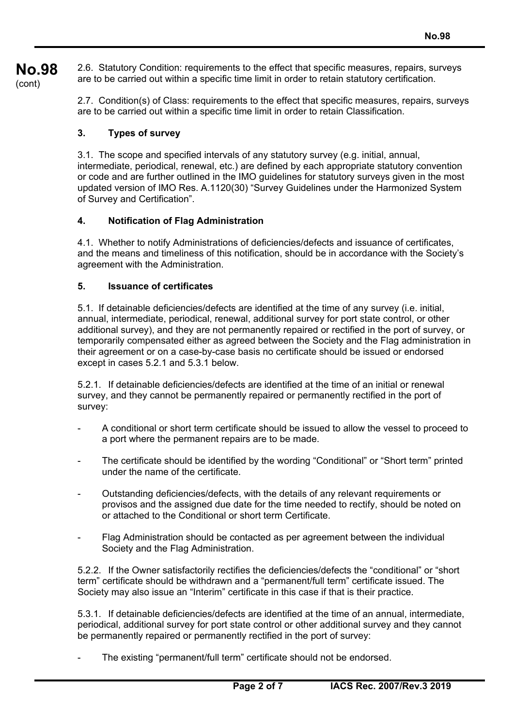2.6. Statutory Condition: requirements to the effect that specific measures, repairs, surveys are to be carried out within a specific time limit in order to retain statutory certification.

2.7. Condition(s) of Class: requirements to the effect that specific measures, repairs, surveys are to be carried out within a specific time limit in order to retain Classification.

## 3. Types of survey

3.1. The scope and specified intervals of any statutory survey (e.g. initial, annual, intermediate, periodical, renewal, etc.) are defined by each appropriate statutory convention or code and are further outlined in the IMO guidelines for statutory surveys given in the most updated version of IMO Res. A.1120(30) "Survey Guidelines under the Harmonized System of Survey and Certification".

## 4. Notification of Flag Administration

4.1. Whether to notify Administrations of deficiencies/defects and issuance of certificates, and the means and timeliness of this notification, should be in accordance with the Society's agreement with the Administration.

## 5. Issuance of certificates

5.1. If detainable deficiencies/defects are identified at the time of any survey (i.e. initial, annual, intermediate, periodical, renewal, additional survey for port state control, or other additional survey), and they are not permanently repaired or rectified in the port of survey, or temporarily compensated either as agreed between the Society and the Flag administration in their agreement or on a case-by-case basis no certificate should be issued or endorsed except in cases 5.2.1 and 5.3.1 below.

5.2.1. If detainable deficiencies/defects are identified at the time of an initial or renewal survey, and they cannot be permanently repaired or permanently rectified in the port of survey:

- A conditional or short term certificate should be issued to allow the vessel to proceed to a port where the permanent repairs are to be made.
- The certificate should be identified by the wording "Conditional" or "Short term" printed under the name of the certificate.
- Outstanding deficiencies/defects, with the details of any relevant requirements or provisos and the assigned due date for the time needed to rectify, should be noted on or attached to the Conditional or short term Certificate.
- Flag Administration should be contacted as per agreement between the individual Society and the Flag Administration.

5.2.2. If the Owner satisfactorily rectifies the deficiencies/defects the "conditional" or "short term" certificate should be withdrawn and a "permanent/full term" certificate issued. The Society may also issue an "Interim" certificate in this case if that is their practice.

5.3.1. If detainable deficiencies/defects are identified at the time of an annual, intermediate, periodical, additional survey for port state control or other additional survey and they cannot be permanently repaired or permanently rectified in the port of survey:

- The existing "permanent/full term" certificate should not be endorsed.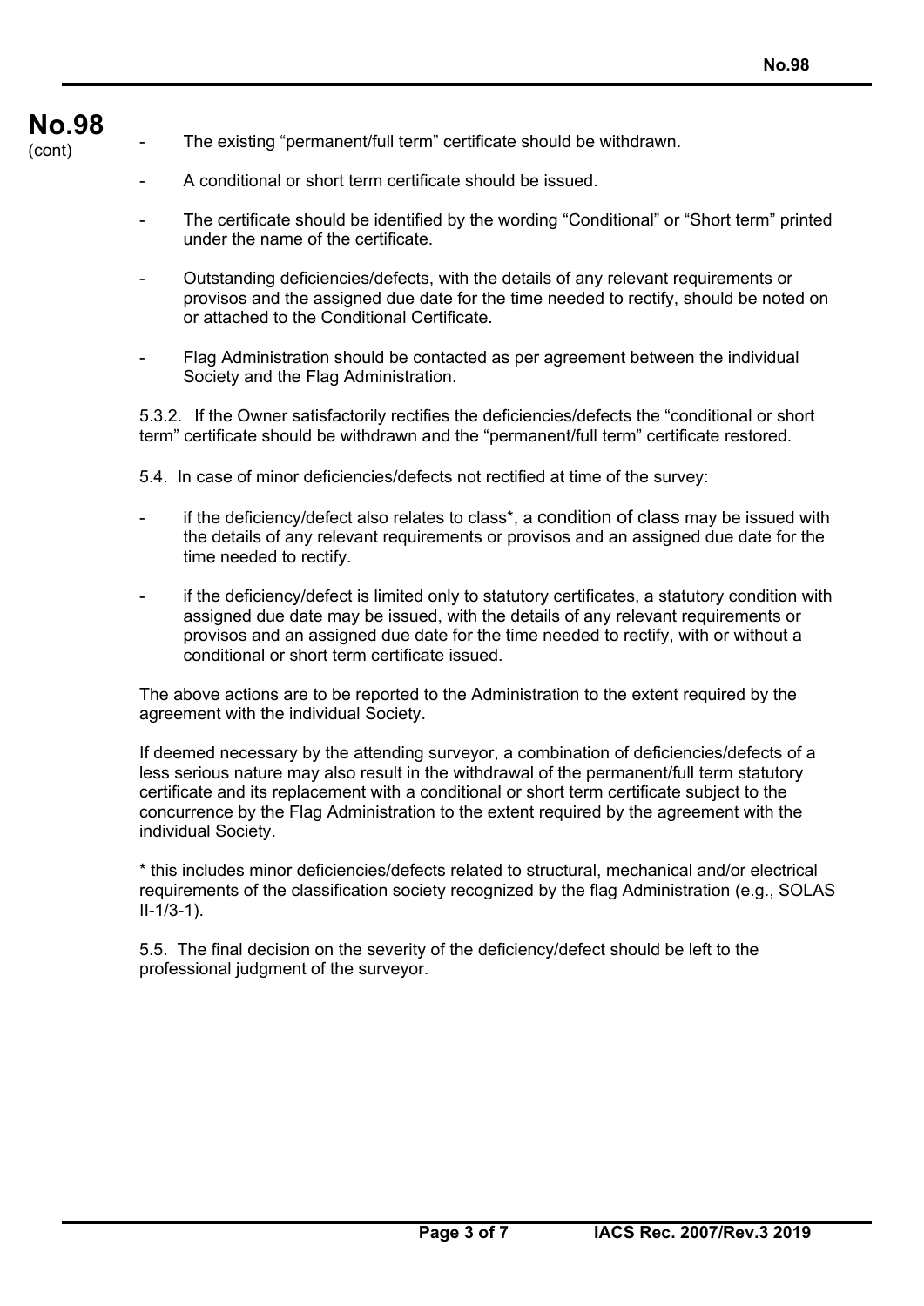- The existing "permanent/full term" certificate should be withdrawn.

- A conditional or short term certificate should be issued.

- The certificate should be identified by the wording "Conditional" or "Short term" printed under the name of the certificate.

- Outstanding deficiencies/defects, with the details of any relevant requirements or provisos and the assigned due date for the time needed to rectify, should be noted on or attached to the Conditional Certificate.

- Flag Administration should be contacted as per agreement between the individual Society and the Flag Administration.

5.3.2. If the Owner satisfactorily rectifies the deficiencies/defects the "conditional or short term" certificate should be withdrawn and the "permanent/full term" certificate restored.

5.4. In case of minor deficiencies/defects not rectified at time of the survey:

- if the deficiency/defect also relates to class*, a condition of class may be issued with the details of any relevant requirements or provisos and an assigned due date for the time needed to rectify.

- if the deficiency/defect is limited only to statutory certificates, a statutory condition with assigned due date may be issued, with the details of any relevant requirements or provisos and an assigned due date for the time needed to rectify, with or without a conditional or short term certificate issued.

The above actions are to be reported to the Administration to the extent required by the agreement with the individual Society.

If deemed necessary by the attending surveyor, a combination of deficiencies/defects of a less serious nature may also result in the withdrawal of the permanent/full term statutory certificate and its replacement with a conditional or short term certificate subject to the concurrence by the Flag Administration to the extent required by the agreement with the individual Society.

* this includes minor deficiencies/defects related to structural, mechanical and/or electrical requirements of the classification society recognized by the flag Administration (e.g., SOLAS II-1/3-1).

5.5. The final decision on the severity of the deficiency/defect should be left to the professional judgment of the surveyor.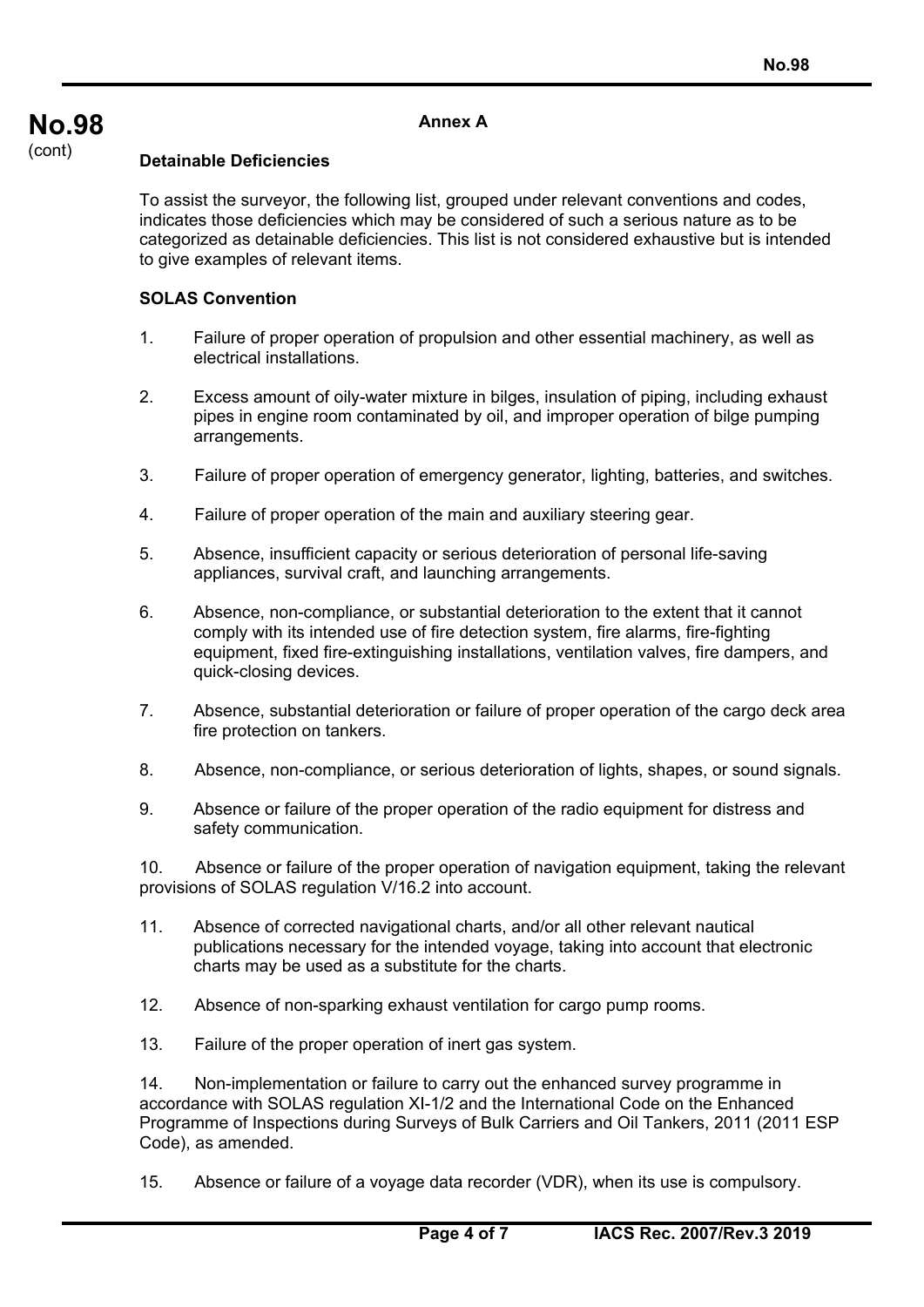## Annex A

**Detainable Deficiencies**

To assist the surveyor, the following list, grouped under relevant conventions and codes, indicates those deficiencies which may be considered of such a serious nature as to be categorized as detainable deficiencies. This list is not considered exhaustive but is intended to give examples of relevant items.

**SOLAS Convention**

1. Failure of proper operation of propulsion and other essential machinery, as well as electrical installations.

2. Excess amount of oily-water mixture in bilges, insulation of piping, including exhaust pipes in engine room contaminated by oil, and improper operation of bilge pumping arrangements.

3. Failure of proper operation of emergency generator, lighting, batteries, and switches.

4. Failure of proper operation of the main and auxiliary steering gear.

5. Absence, insufficient capacity or serious deterioration of personal life-saving appliances, survival craft, and launching arrangements.

6. Absence, non-compliance, or substantial deterioration to the extent that it cannot comply with its intended use of fire detection system, fire alarms, fire-fighting equipment, fixed fire-extinguishing installations, ventilation valves, fire dampers, and quick-closing devices.

7. Absence, substantial deterioration or failure of proper operation of the cargo deck area fire protection on tankers.

8. Absence, non-compliance, or serious deterioration of lights, shapes, or sound signals.

9. Absence or failure of the proper operation of the radio equipment for distress and safety communication.

10. Absence or failure of the proper operation of navigation equipment, taking the relevant provisions of SOLAS regulation V/16.2 into account.

11. Absence of corrected navigational charts, and/or all other relevant nautical publications necessary for the intended voyage, taking into account that electronic charts may be used as a substitute for the charts.

12. Absence of non-sparking exhaust ventilation for cargo pump rooms.

13. Failure of the proper operation of inert gas system.

14. Non-implementation or failure to carry out the enhanced survey programme in accordance with SOLAS regulation XI-1/2 and the International Code on the Enhanced Programme of Inspections during Surveys of Bulk Carriers and Oil Tankers, 2011 (2011 ESP Code), as amended.

15. Absence or failure of a voyage data recorder (VDR), when its use is compulsory.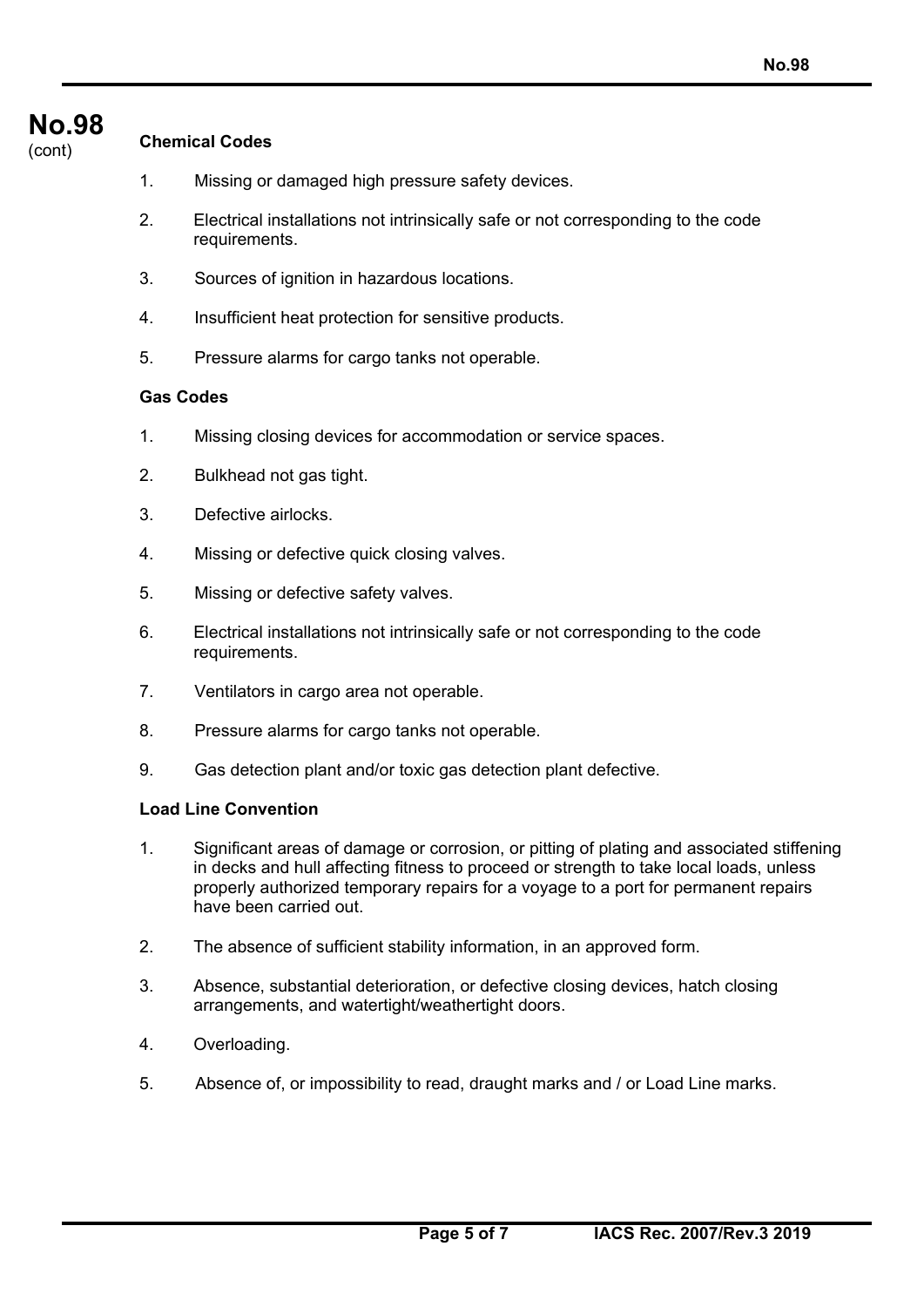**Chemical Codes**

1. Missing or damaged high pressure safety devices.

2. Electrical installations not intrinsically safe or not corresponding to the code requirements.

3. Sources of ignition in hazardous locations.

4. Insufficient heat protection for sensitive products.

5. Pressure alarms for cargo tanks not operable.

**Gas Codes**

1. Missing closing devices for accommodation or service spaces.

2. Bulkhead not gas tight.

3. Defective airlocks.

4. Missing or defective quick closing valves.

5. Missing or defective safety valves.

6. Electrical installations not intrinsically safe or not corresponding to the code requirements.

7. Ventilators in cargo area not operable.

8. Pressure alarms for cargo tanks not operable.

9. Gas detection plant and/or toxic gas detection plant defective.

**Load Line Convention**

1. Significant areas of damage or corrosion, or pitting of plating and associated stiffening in decks and hull affecting fitness to proceed or strength to take local loads, unless properly authorized temporary repairs for a voyage to a port for permanent repairs have been carried out.

2. The absence of sufficient stability information, in an approved form.

3. Absence, substantial deterioration, or defective closing devices, hatch closing arrangements, and watertight/weathertight doors.

4. Overloading.

5. Absence of, or impossibility to read, draught marks and / or Load Line marks.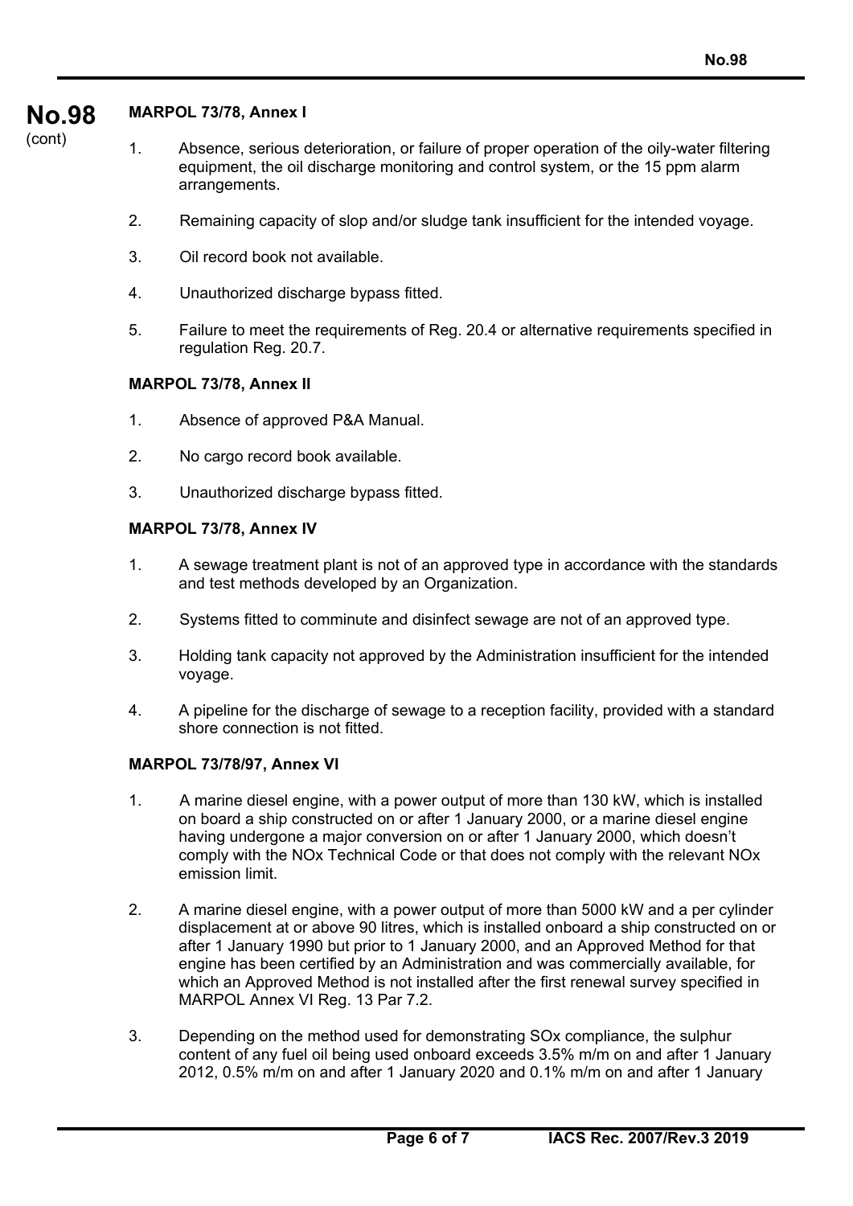**MARPOL 73/78, Annex I**

1. Absence, serious deterioration, or failure of proper operation of the oily-water filtering equipment, the oil discharge monitoring and control system, or the 15 ppm alarm arrangements.

2. Remaining capacity of slop and/or sludge tank insufficient for the intended voyage.

3. Oil record book not available.

4. Unauthorized discharge bypass fitted.

5. Failure to meet the requirements of Reg. 20.4 or alternative requirements specified in regulation Reg. 20.7.

**MARPOL 73/78, Annex II**

1. Absence of approved P&A Manual.

2. No cargo record book available.

3. Unauthorized discharge bypass fitted.

**MARPOL 73/78, Annex IV**

1. A sewage treatment plant is not of an approved type in accordance with the standards and test methods developed by an Organization.

2. Systems fitted to comminute and disinfect sewage are not of an approved type.

3. Holding tank capacity not approved by the Administration insufficient for the intended voyage.

4. A pipeline for the discharge of sewage to a reception facility, provided with a standard shore connection is not fitted.

**MARPOL 73/78/97, Annex VI**

1. A marine diesel engine, with a power output of more than 130 kW, which is installed on board a ship constructed on or after 1 January 2000, or a marine diesel engine having undergone a major conversion on or after 1 January 2000, which doesn't comply with the NOx Technical Code or that does not comply with the relevant NOx emission limit.

2. A marine diesel engine, with a power output of more than 5000 kW and a per cylinder displacement at or above 90 litres, which is installed onboard a ship constructed on or after 1 January 1990 but prior to 1 January 2000, and an Approved Method for that engine has been certified by an Administration and was commercially available, for which an Approved Method is not installed after the first renewal survey specified in MARPOL Annex VI Reg. 13 Par 7.2.

3. Depending on the method used for demonstrating SOx compliance, the sulphur content of any fuel oil being used onboard exceeds 3.5% m/m on and after 1 January 2012, 0.5% m/m on and after 1 January 2020 and 0.1% m/m on and after 1 January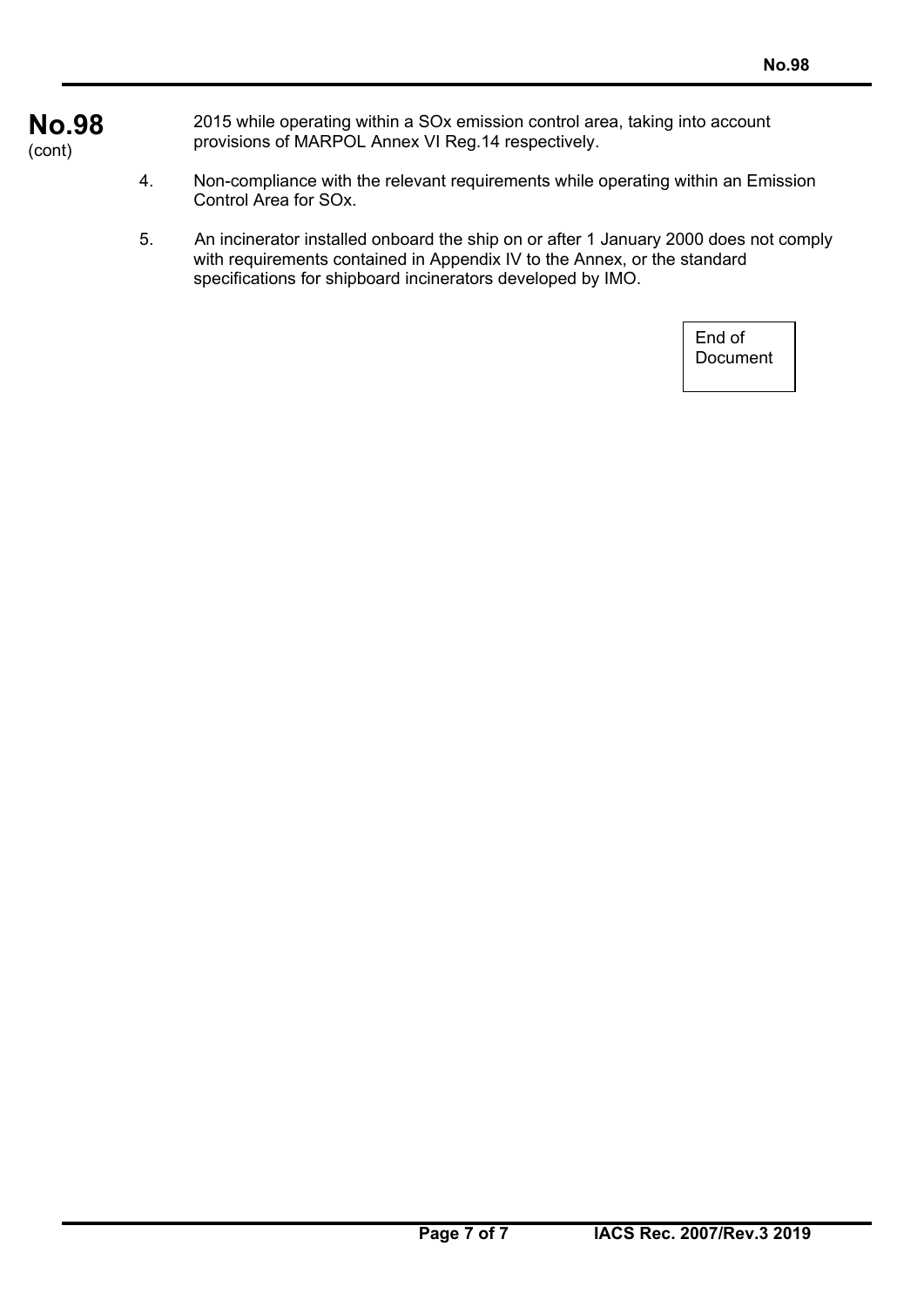2015 while operating within a SOx emission control area, taking into account provisions of MARPOL Annex VI Reg.14 respectively.

4. Non-compliance with the relevant requirements while operating within an Emission Control Area for SOx.

5. An incinerator installed onboard the ship on or after 1 January 2000 does not comply with requirements contained in Appendix IV to the Annex, or the standard specifications for shipboard incinerators developed by IMO.

End of Document